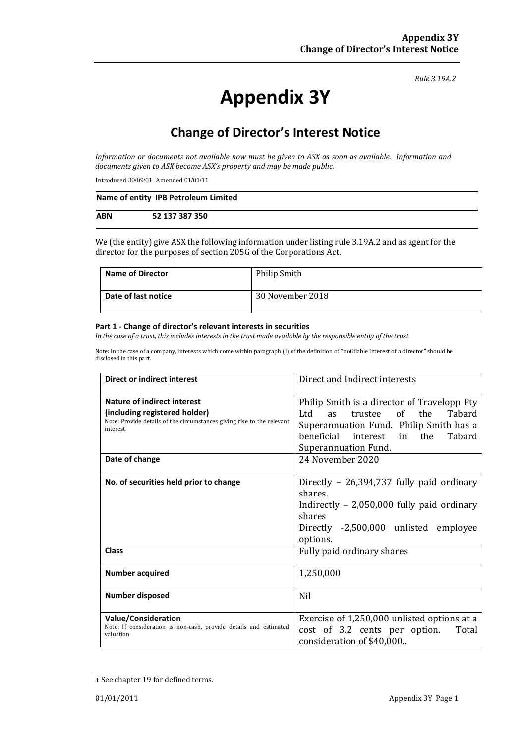*Rule 3.19A.2*

# Appendix 3Y

## Change of Director's Interest Notice

*Information or documents not available now must be given to ASX as soon as available. Information and documents given to ASX become ASX's property and may be made public.*

Introduced 30/09/01 Amended 01/01/11

| **Name of entity** | **IPB Petroleum Limited** |
|---|---|
| **ABN** | **52 137 387 350** |

We (the entity) give ASX the following information under listing rule 3.19A.2 and as agent for the director for the purposes of section 205G of the Corporations Act.

| **Name of Director** | Philip Smith |
|---|---|
| **Date of last notice** | 30 November 2018 |

#### Part 1 - Change of director's relevant interests in securities

*In the case of a trust, this includes interests in the trust made available by the responsible entity of the trust*

Note: In the case of a company, interests which come within paragraph (i) of the definition of "notifiable interest of a director" should be disclosed in this part.

| **Direct or indirect interest** | Direct and Indirect interests |
|---|---|
| **Nature of indirect interest (including registered holder)** Note: Provide details of the circumstances giving rise to the relevant interest. | Philip Smith is a director of Travelopp Pty Ltd as trustee of the Tabard Superannuation Fund. Philip Smith has a beneficial interest in the Tabard Superannuation Fund. |
| **Date of change** | 24 November 2020 |
| **No. of securities held prior to change** | Directly – 26,394,737 fully paid ordinary shares. Indirectly – 2,050,000 fully paid ordinary shares Directly -2,500,000 unlisted employee options. |
| **Class** | Fully paid ordinary shares |
| **Number acquired** | 1,250,000 |
| **Number disposed** | Nil |
| **Value/Consideration** Note: If consideration is non-cash, provide details and estimated valuation | Exercise of 1,250,000 unlisted options at a cost of 3.2 cents per option. Total consideration of $40,000.. |

+ See chapter 19 for defined terms.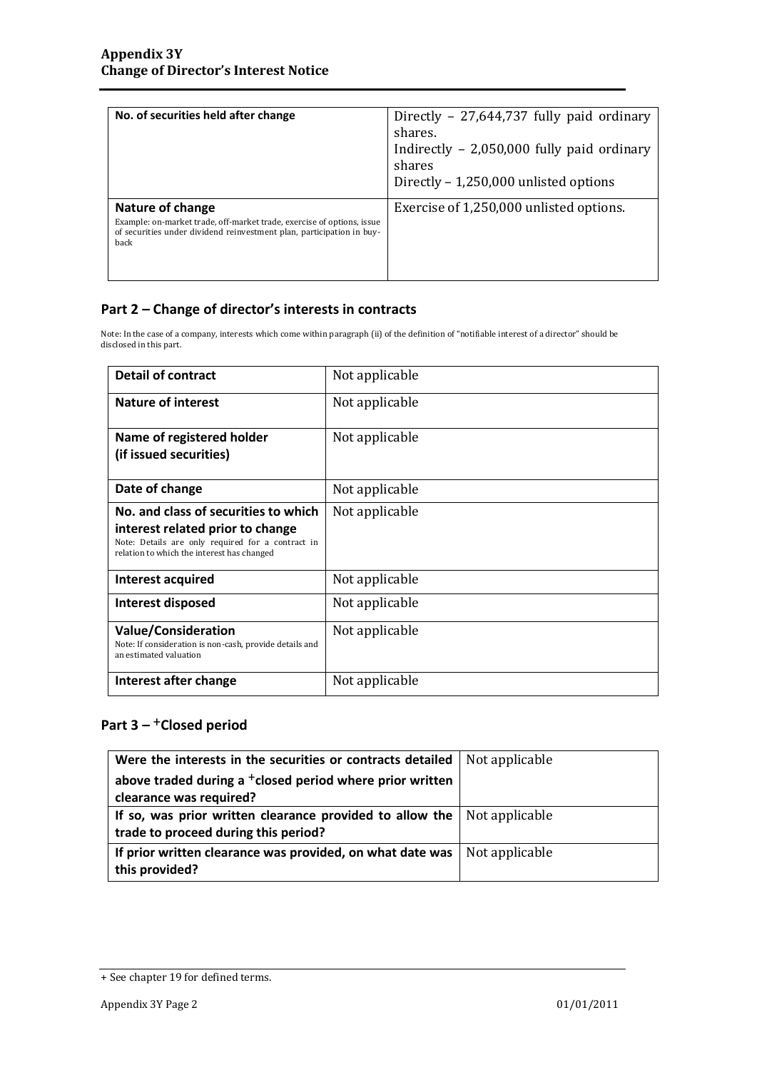| | |
|---|---|
| **No. of securities held after change** | Directly – 27,644,737 fully paid ordinary shares.<br>Indirectly – 2,050,000 fully paid ordinary shares<br>Directly – 1,250,000 unlisted options |
| **Nature of change**<br>Example: on-market trade, off-market trade, exercise of options, issue of securities under dividend reinvestment plan, participation in buy-back | Exercise of 1,250,000 unlisted options. |

## Part 2 – Change of director's interests in contracts

Note: In the case of a company, interests which come within paragraph (ii) of the definition of "notifiable interest of a director" should be disclosed in this part.

| | |
|---|---|
| **Detail of contract** | Not applicable |
| **Nature of interest** | Not applicable |
| **Name of registered holder (if issued securities)** | Not applicable |
| **Date of change** | Not applicable |
| **No. and class of securities to which interest related prior to change**<br>Note: Details are only required for a contract in relation to which the interest has changed | Not applicable |
| **Interest acquired** | Not applicable |
| **Interest disposed** | Not applicable |
| **Value/Consideration**<br>Note: If consideration is non-cash, provide details and an estimated valuation | Not applicable |
| **Interest after change** | Not applicable |

## Part 3 – +Closed period

| | |
|---|---|
| **Were the interests in the securities or contracts detailed above traded during a +closed period where prior written clearance was required?** | Not applicable |
| **If so, was prior written clearance provided to allow the trade to proceed during this period?** | Not applicable |
| **If prior written clearance was provided, on what date was this provided?** | Not applicable |

+ See chapter 19 for defined terms.